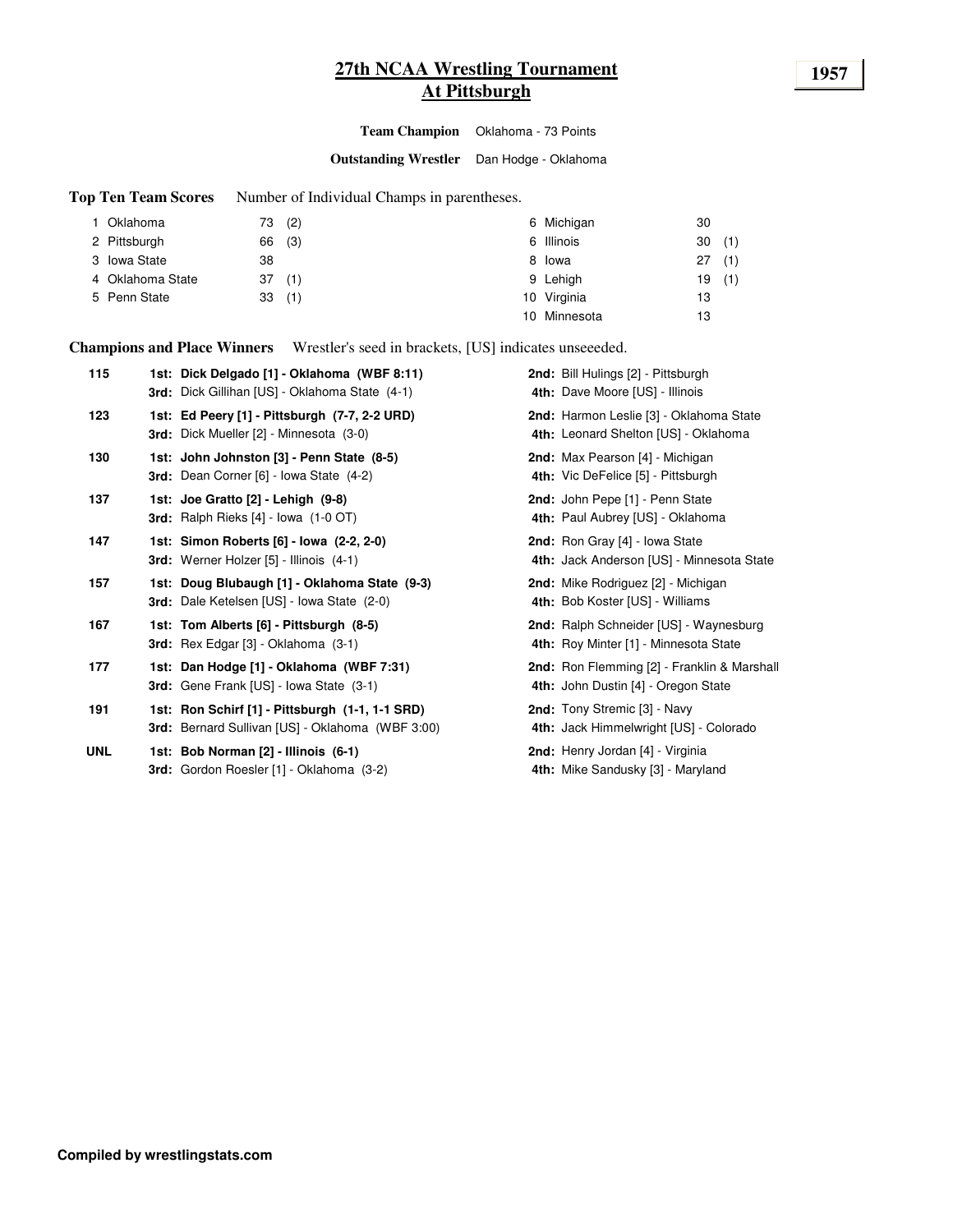# 27th NCAA Wrestling Tournament
# At Pittsburgh

**1957**

**Team Champion** Oklahoma - 73 Points

**Outstanding Wrestler** Dan Hodge - Oklahoma

**Top Ten Team Scores** Number of Individual Champs in parentheses.

| Rank | Team | Points | Champs |
|---|---|---|---|
| 1 | Oklahoma | 73 | (2) |
| 2 | Pittsburgh | 66 | (3) |
| 3 | Iowa State | 38 | |
| 4 | Oklahoma State | 37 | (1) |
| 5 | Penn State | 33 | (1) |
| 6 | Michigan | 30 | |
| 6 | Illinois | 30 | (1) |
| 8 | Iowa | 27 | (1) |
| 9 | Lehigh | 19 | (1) |
| 10 | Virginia | 13 | |
| 10 | Minnesota | 13 | |

**Champions and Place Winners** Wrestler's seed in brackets, [US] indicates unseeeded.

| Weight | 1st / 3rd | 2nd / 4th |
|---|---|---|
| 115 | **1st: Dick Delgado [1] - Oklahoma (WBF 8:11)** | **2nd:** Bill Hulings [2] - Pittsburgh |
| | **3rd:** Dick Gillihan [US] - Oklahoma State (4-1) | **4th:** Dave Moore [US] - Illinois |
| 123 | **1st: Ed Peery [1] - Pittsburgh (7-7, 2-2 URD)** | **2nd:** Harmon Leslie [3] - Oklahoma State |
| | **3rd:** Dick Mueller [2] - Minnesota (3-0) | **4th:** Leonard Shelton [US] - Oklahoma |
| 130 | **1st: John Johnston [3] - Penn State (8-5)** | **2nd:** Max Pearson [4] - Michigan |
| | **3rd:** Dean Corner [6] - Iowa State (4-2) | **4th:** Vic DeFelice [5] - Pittsburgh |
| 137 | **1st: Joe Gratto [2] - Lehigh (9-8)** | **2nd:** John Pepe [1] - Penn State |
| | **3rd:** Ralph Rieks [4] - Iowa (1-0 OT) | **4th:** Paul Aubrey [US] - Oklahoma |
| 147 | **1st: Simon Roberts [6] - Iowa (2-2, 2-0)** | **2nd:** Ron Gray [4] - Iowa State |
| | **3rd:** Werner Holzer [5] - Illinois (4-1) | **4th:** Jack Anderson [US] - Minnesota State |
| 157 | **1st: Doug Blubaugh [1] - Oklahoma State (9-3)** | **2nd:** Mike Rodriguez [2] - Michigan |
| | **3rd:** Dale Ketelsen [US] - Iowa State (2-0) | **4th:** Bob Koster [US] - Williams |
| 167 | **1st: Tom Alberts [6] - Pittsburgh (8-5)** | **2nd:** Ralph Schneider [US] - Waynesburg |
| | **3rd:** Rex Edgar [3] - Oklahoma (3-1) | **4th:** Roy Minter [1] - Minnesota State |
| 177 | **1st: Dan Hodge [1] - Oklahoma (WBF 7:31)** | **2nd:** Ron Flemming [2] - Franklin & Marshall |
| | **3rd:** Gene Frank [US] - Iowa State (3-1) | **4th:** John Dustin [4] - Oregon State |
| 191 | **1st: Ron Schirf [1] - Pittsburgh (1-1, 1-1 SRD)** | **2nd:** Tony Stremic [3] - Navy |
| | **3rd:** Bernard Sullivan [US] - Oklahoma (WBF 3:00) | **4th:** Jack Himmelwright [US] - Colorado |
| UNL | **1st: Bob Norman [2] - Illinois (6-1)** | **2nd:** Henry Jordan [4] - Virginia |
| | **3rd:** Gordon Roesler [1] - Oklahoma (3-2) | **4th:** Mike Sandusky [3] - Maryland |

**Compiled by wrestlingstats.com**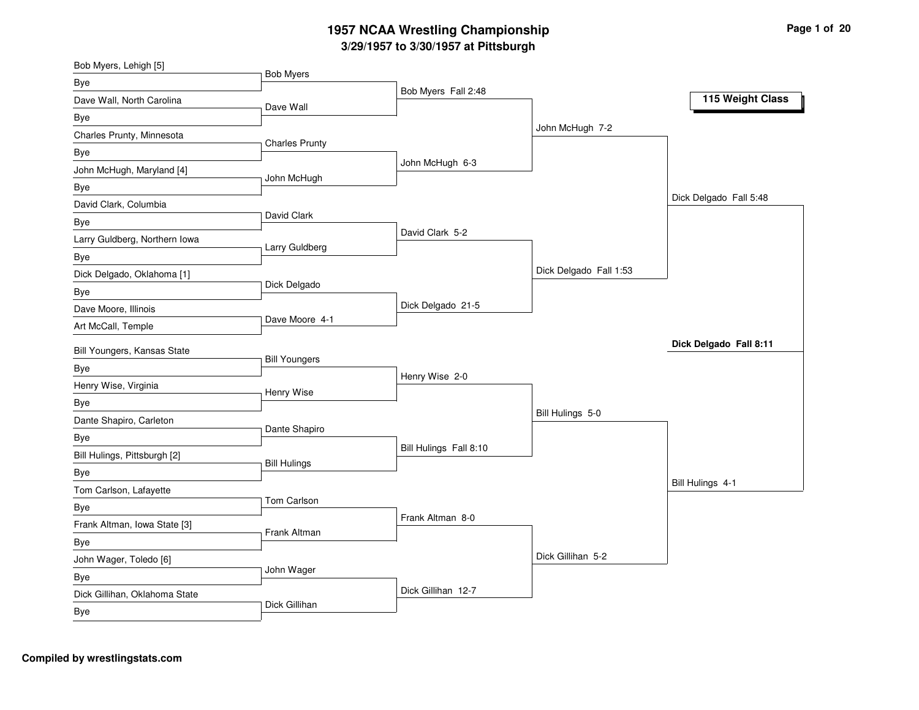# 1957 NCAA Wrestling Championship

## 3/29/1957 to 3/30/1957 at Pittsburgh

### 115 Weight Class

| First Round | Second Round | Quarterfinals | Semifinals | Finals |
|---|---|---|---|---|
| Bob Myers, Lehigh [5] vs Bye | Bob Myers | Bob Myers Fall 2:48 | John McHugh 7-2 | Dick Delgado Fall 5:48 |
| Dave Wall, North Carolina vs Bye | Dave Wall | | | |
| Charles Prunty, Minnesota vs Bye | Charles Prunty | John McHugh 6-3 | | |
| John McHugh, Maryland [4] vs Bye | John McHugh | | | |
| David Clark, Columbia vs Bye | David Clark | David Clark 5-2 | Dick Delgado Fall 1:53 | |
| Larry Guldberg, Northern Iowa vs Bye | Larry Guldberg | | | |
| Dick Delgado, Oklahoma [1] vs Bye | Dick Delgado | Dick Delgado 21-5 | | |
| Dave Moore, Illinois vs Art McCall, Temple | Dave Moore 4-1 | | | |
| Bill Youngers, Kansas State vs Bye | Bill Youngers | Henry Wise 2-0 | Bill Hulings 5-0 | Bill Hulings 4-1 |
| Henry Wise, Virginia vs Bye | Henry Wise | | | |
| Dante Shapiro, Carleton vs Bye | Dante Shapiro | Bill Hulings Fall 8:10 | | |
| Bill Hulings, Pittsburgh [2] vs Bye | Bill Hulings | | | |
| Tom Carlson, Lafayette vs Bye | Tom Carlson | Frank Altman 8-0 | Dick Gillihan 5-2 | |
| Frank Altman, Iowa State [3] vs Bye | Frank Altman | | | |
| John Wager, Toledo [6] vs Bye | John Wager | Dick Gillihan 12-7 | | |
| Dick Gillihan, Oklahoma State vs Bye | Dick Gillihan | | | |

**Champion: Dick Delgado Fall 8:11**

**Compiled by wrestlingstats.com**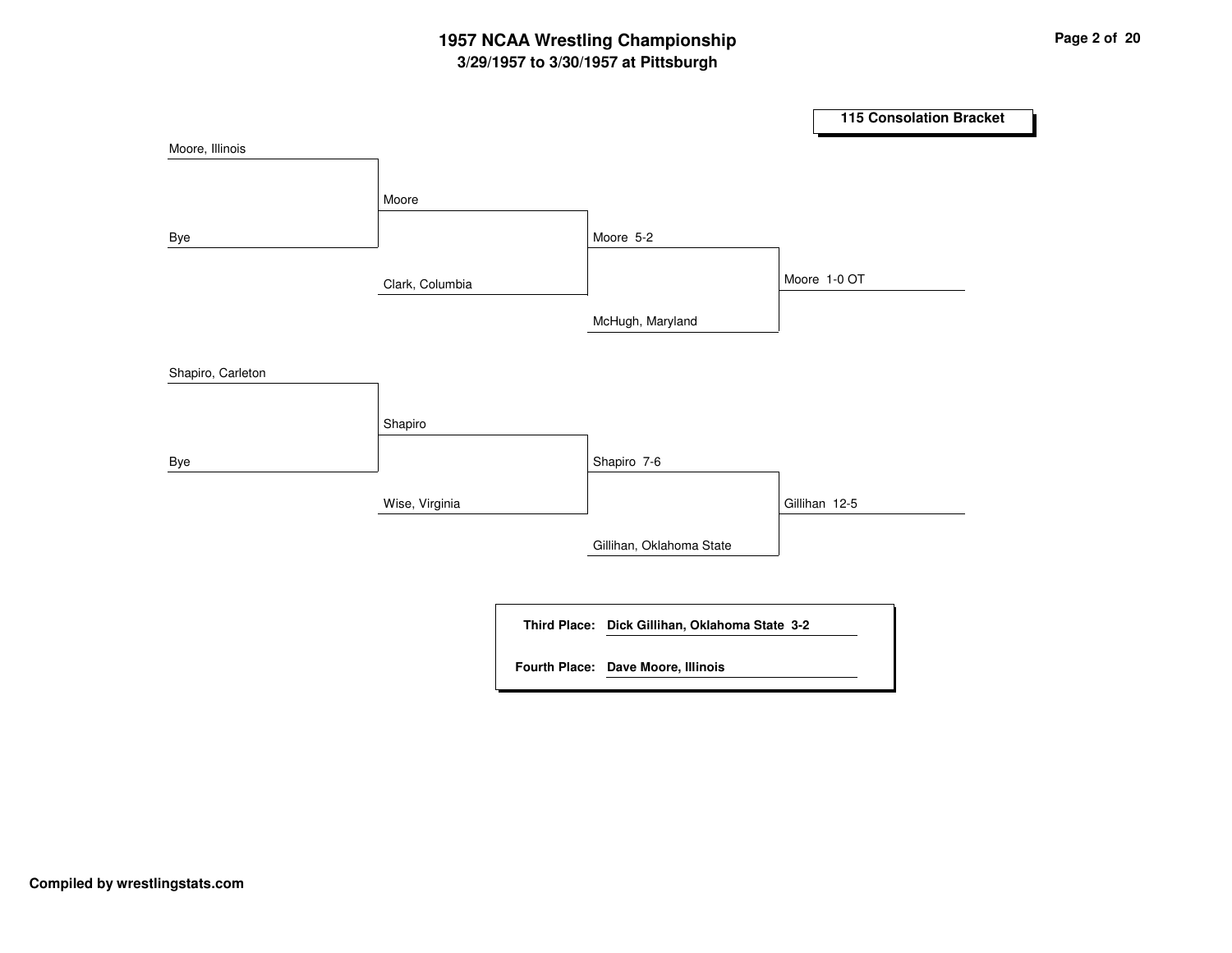# 1957 NCAA Wrestling Championship
## 3/29/1957 to 3/30/1957 at Pittsburgh

### 115 Consolation Bracket

**Round 1**
- Moore, Illinois vs. Bye → Moore
- Shapiro, Carleton vs. Bye → Shapiro

**Round 2**
- Moore vs. Clark, Columbia → Moore 5-2
- Shapiro vs. Wise, Virginia → Shapiro 7-6

**Round 3**
- Moore vs. McHugh, Maryland → Moore 1-0 OT
- Shapiro vs. Gillihan, Oklahoma State → Gillihan 12-5

**Third Place:** Dick Gillihan, Oklahoma State 3-2

**Fourth Place:** Dave Moore, Illinois

**Compiled by wrestlingstats.com**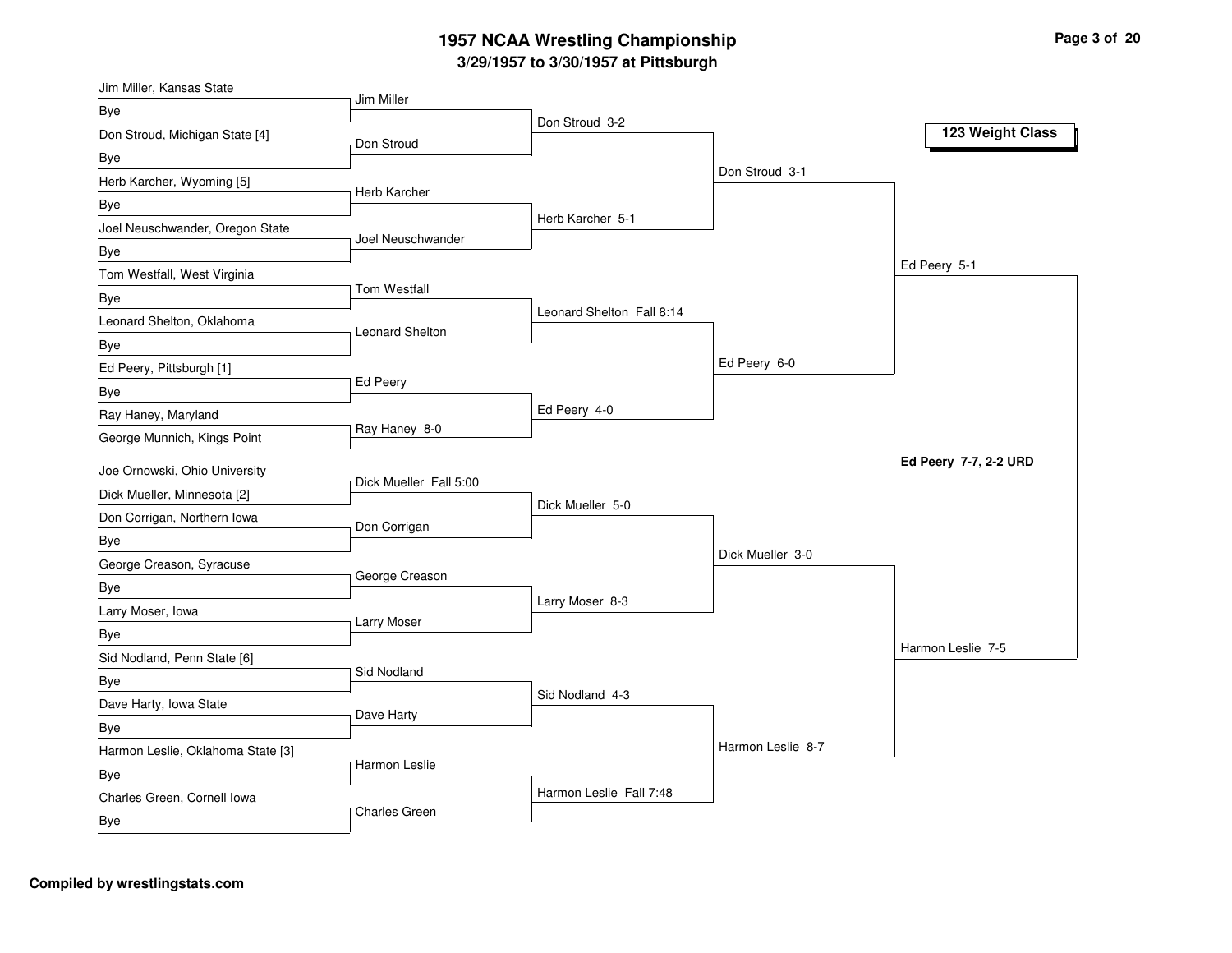# 1957 NCAA Wrestling Championship

## 3/29/1957 to 3/30/1957 at Pittsburgh

### 123 Weight Class

| First Round | Second Round | Quarterfinals | Semifinals | Finals | Champion |
|---|---|---|---|---|---|
| Jim Miller, Kansas State | Jim Miller | Don Stroud 3-2 | Don Stroud 3-1 | Ed Peery 5-1 | **Ed Peery 7-7, 2-2 URD** |
| Bye | | | | | |
| Don Stroud, Michigan State [4] | Don Stroud | | | | |
| Bye | | | | | |
| Herb Karcher, Wyoming [5] | Herb Karcher | Herb Karcher 5-1 | | | |
| Bye | | | | | |
| Joel Neuschwander, Oregon State | Joel Neuschwander | | | | |
| Bye | | | | | |
| Tom Westfall, West Virginia | Tom Westfall | Leonard Shelton Fall 8:14 | Ed Peery 6-0 | | |
| Bye | | | | | |
| Leonard Shelton, Oklahoma | Leonard Shelton | | | | |
| Bye | | | | | |
| Ed Peery, Pittsburgh [1] | Ed Peery | Ed Peery 4-0 | | | |
| Bye | | | | | |
| Ray Haney, Maryland | Ray Haney 8-0 | | | | |
| George Munnich, Kings Point | | | | | |
| Joe Ornowski, Ohio University | Dick Mueller Fall 5:00 | Dick Mueller 5-0 | Dick Mueller 3-0 | Harmon Leslie 7-5 | |
| Dick Mueller, Minnesota [2] | | | | | |
| Don Corrigan, Northern Iowa | Don Corrigan | | | | |
| Bye | | | | | |
| George Creason, Syracuse | George Creason | Larry Moser 8-3 | | | |
| Bye | | | | | |
| Larry Moser, Iowa | Larry Moser | | | | |
| Bye | | | | | |
| Sid Nodland, Penn State [6] | Sid Nodland | Sid Nodland 4-3 | Harmon Leslie 8-7 | | |
| Bye | | | | | |
| Dave Harty, Iowa State | Dave Harty | | | | |
| Bye | | | | | |
| Harmon Leslie, Oklahoma State [3] | Harmon Leslie | Harmon Leslie Fall 7:48 | | | |
| Bye | | | | | |
| Charles Green, Cornell Iowa | Charles Green | | | | |
| Bye | | | | | |

**Compiled by wrestlingstats.com**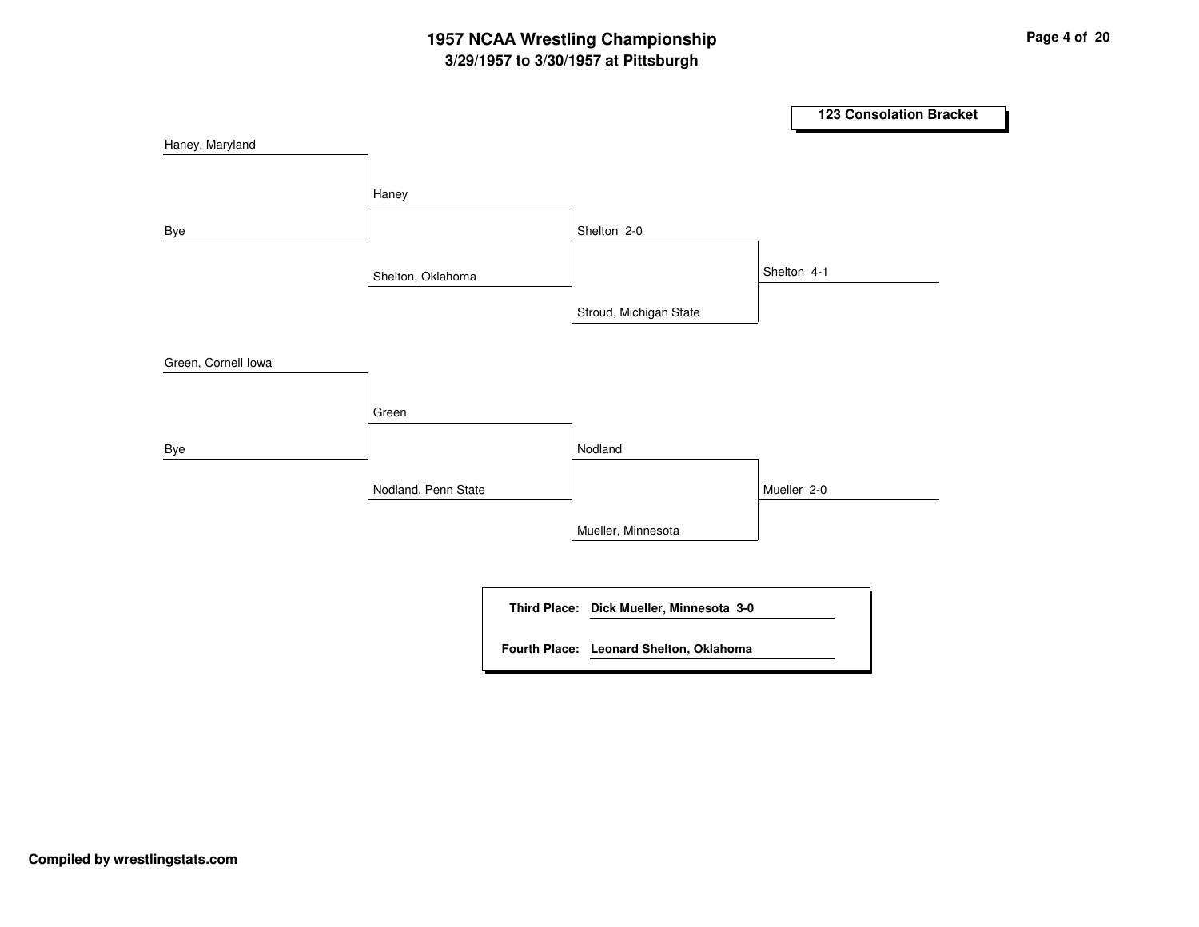# 1957 NCAA Wrestling Championship

## 3/29/1957 to 3/30/1957 at Pittsburgh

### 123 Consolation Bracket

Haney, Maryland

Bye

Haney

Shelton, Oklahoma

Shelton 2-0

Stroud, Michigan State

Shelton 4-1

Green, Cornell Iowa

Bye

Green

Nodland, Penn State

Nodland

Mueller, Minnesota

Mueller 2-0

**Third Place:** **Dick Mueller, Minnesota 3-0**

**Fourth Place:** **Leonard Shelton, Oklahoma**

**Compiled by wrestlingstats.com**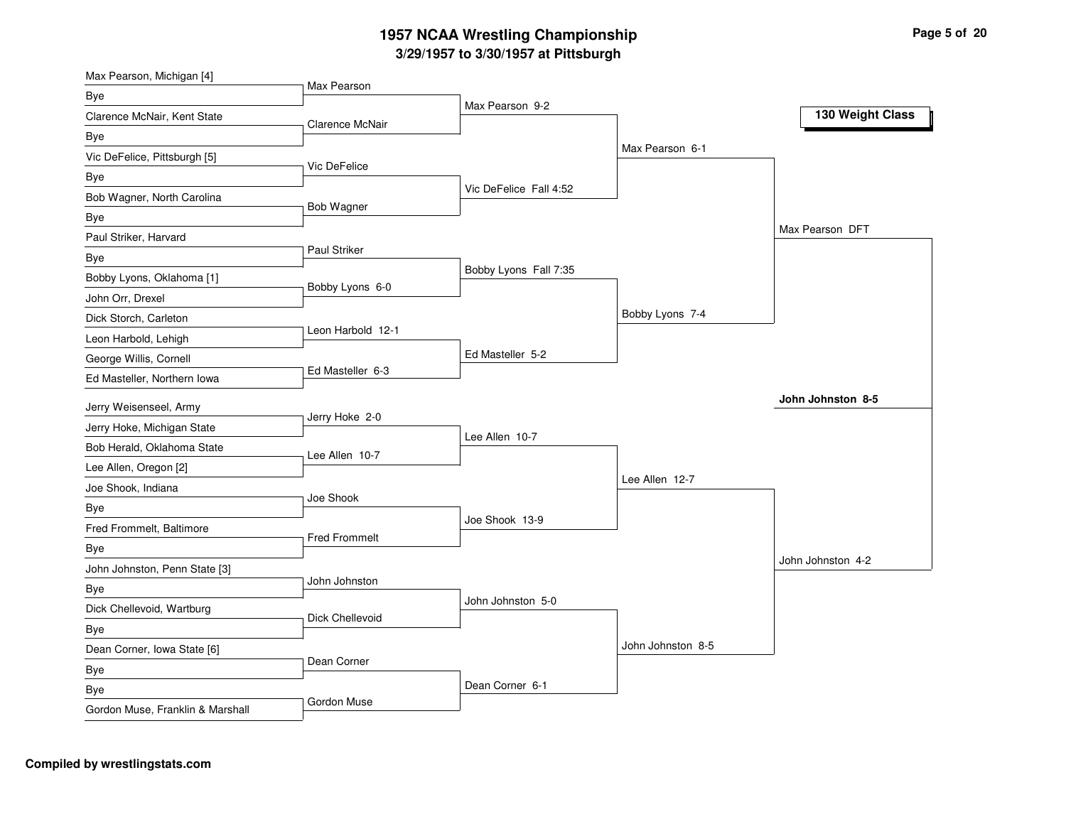# 1957 NCAA Wrestling Championship

## 3/29/1957 to 3/30/1957 at Pittsburgh

### 130 Weight Class

**First Round**

- Max Pearson, Michigan [4] vs Bye — Max Pearson
- Clarence McNair, Kent State vs Bye — Clarence McNair
- Vic DeFelice, Pittsburgh [5] vs Bye — Vic DeFelice
- Bob Wagner, North Carolina vs Bye — Bob Wagner
- Paul Striker, Harvard vs Bye — Paul Striker
- Bobby Lyons, Oklahoma [1] vs John Orr, Drexel — Bobby Lyons 6-0
- Dick Storch, Carleton vs Leon Harbold, Lehigh — Leon Harbold 12-1
- George Willis, Cornell vs Ed Masteller, Northern Iowa — Ed Masteller 6-3
- Jerry Weisenseel, Army vs Jerry Hoke, Michigan State — Jerry Hoke 2-0
- Bob Herald, Oklahoma State vs Lee Allen, Oregon [2] — Lee Allen 10-7
- Joe Shook, Indiana vs Bye — Joe Shook
- Fred Frommelt, Baltimore vs Bye — Fred Frommelt
- John Johnston, Penn State [3] vs Bye — John Johnston
- Dick Chellevoid, Wartburg vs Bye — Dick Chellevoid
- Dean Corner, Iowa State [6] vs Bye — Dean Corner
- Bye vs Gordon Muse, Franklin & Marshall — Gordon Muse

**Second Round**

- Max Pearson 9-2
- Vic DeFelice Fall 4:52
- Bobby Lyons Fall 7:35
- Ed Masteller 5-2
- Lee Allen 10-7
- Joe Shook 13-9
- John Johnston 5-0
- Dean Corner 6-1

**Quarterfinals**

- Max Pearson 6-1
- Bobby Lyons 7-4
- Lee Allen 12-7
- John Johnston 8-5

**Semifinals**

- Max Pearson DFT
- John Johnston 4-2

**Final**

- **John Johnston 8-5**

**Compiled by wrestlingstats.com**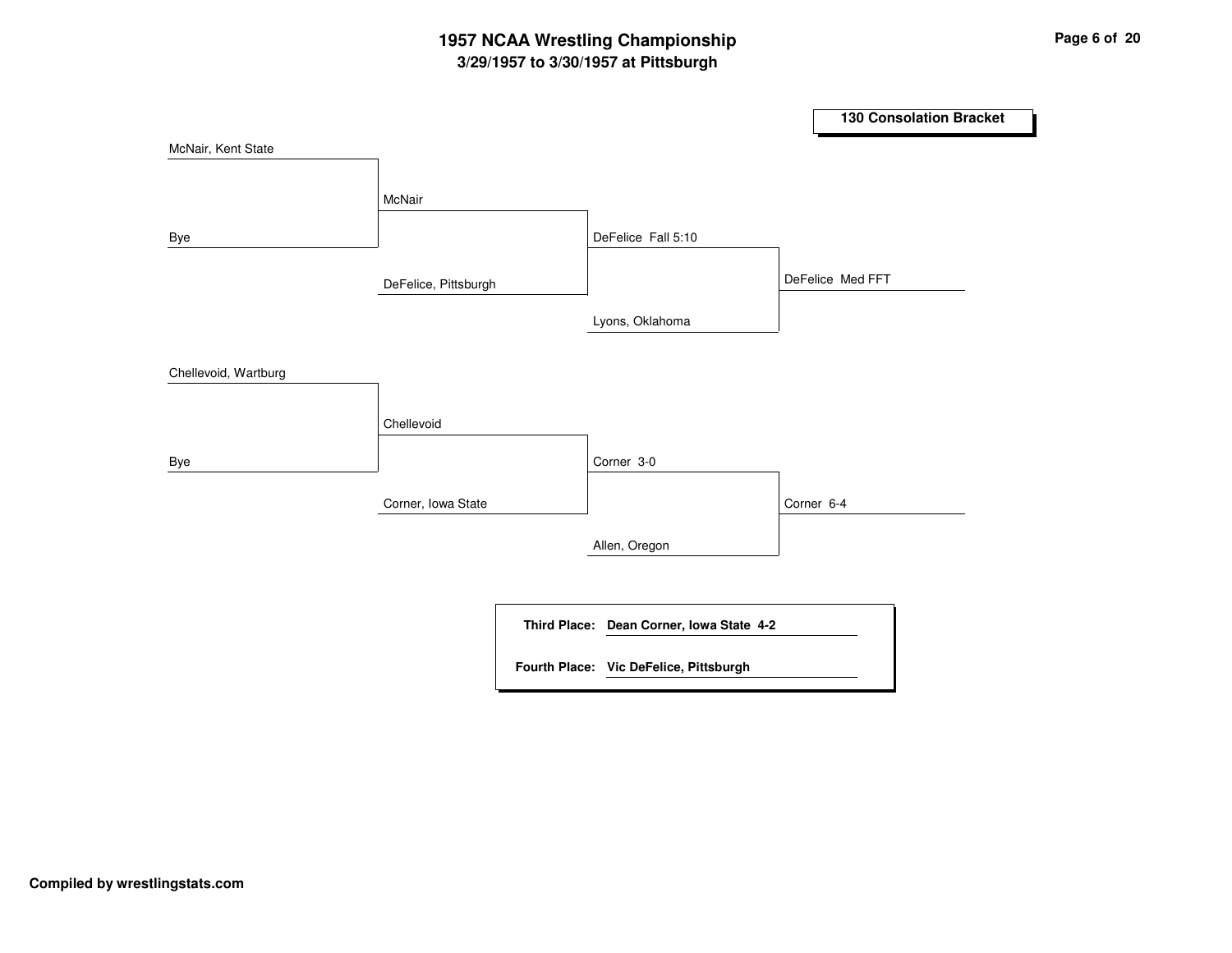# 1957 NCAA Wrestling Championship

## 3/29/1957 to 3/30/1957 at Pittsburgh

### 130 Consolation Bracket

| Round 1 | Round 2 | Round 3 | Final |
| --- | --- | --- | --- |
| McNair, Kent State | | | |
| Bye | McNair | | |
| | DeFelice, Pittsburgh | DeFelice Fall 5:10 | |
| | | Lyons, Oklahoma | DeFelice Med FFT |
| Chellevoid, Wartburg | | | |
| Bye | Chellevoid | | |
| | Corner, Iowa State | Corner 3-0 | |
| | | Allen, Oregon | Corner 6-4 |

**Third Place:** **Dean Corner, Iowa State 4-2**

**Fourth Place:** **Vic DeFelice, Pittsburgh**

**Compiled by wrestlingstats.com**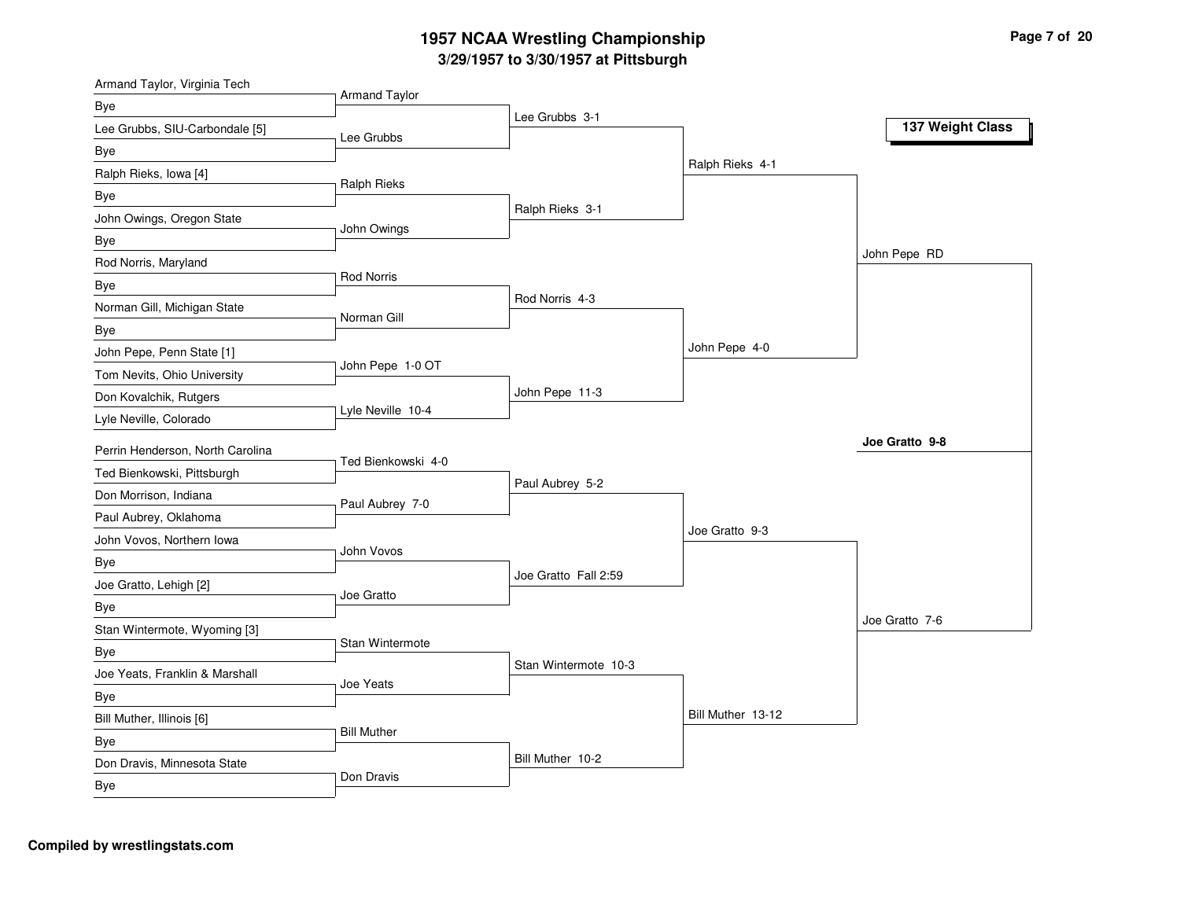# 1957 NCAA Wrestling Championship

## 3/29/1957 to 3/30/1957 at Pittsburgh

### 137 Weight Class

**First Round**

- Armand Taylor, Virginia Tech vs Bye — Armand Taylor
- Lee Grubbs, SIU-Carbondale [5] vs Bye — Lee Grubbs
- Ralph Rieks, Iowa [4] vs Bye — Ralph Rieks
- John Owings, Oregon State vs Bye — John Owings
- Rod Norris, Maryland vs Bye — Rod Norris
- Norman Gill, Michigan State vs Bye — Norman Gill
- John Pepe, Penn State [1] vs Tom Nevits, Ohio University — John Pepe 1-0 OT
- Don Kovalchik, Rutgers vs Lyle Neville, Colorado — Lyle Neville 10-4
- Perrin Henderson, North Carolina vs Ted Bienkowski, Pittsburgh — Ted Bienkowski 4-0
- Don Morrison, Indiana vs Paul Aubrey, Oklahoma — Paul Aubrey 7-0
- John Vovos, Northern Iowa vs Bye — John Vovos
- Joe Gratto, Lehigh [2] vs Bye — Joe Gratto
- Stan Wintermote, Wyoming [3] vs Bye — Stan Wintermote
- Joe Yeats, Franklin & Marshall vs Bye — Joe Yeats
- Bill Muther, Illinois [6] vs Bye — Bill Muther
- Don Dravis, Minnesota State vs Bye — Don Dravis

**Second Round**

- Lee Grubbs 3-1
- Ralph Rieks 3-1
- Rod Norris 4-3
- John Pepe 11-3
- Paul Aubrey 5-2
- Joe Gratto Fall 2:59
- Stan Wintermote 10-3
- Bill Muther 10-2

**Quarterfinals**

- Ralph Rieks 4-1
- John Pepe 4-0
- Joe Gratto 9-3
- Bill Muther 13-12

**Semifinals**

- John Pepe RD
- Joe Gratto 7-6

**Final**

- **Joe Gratto 9-8**

**Compiled by wrestlingstats.com**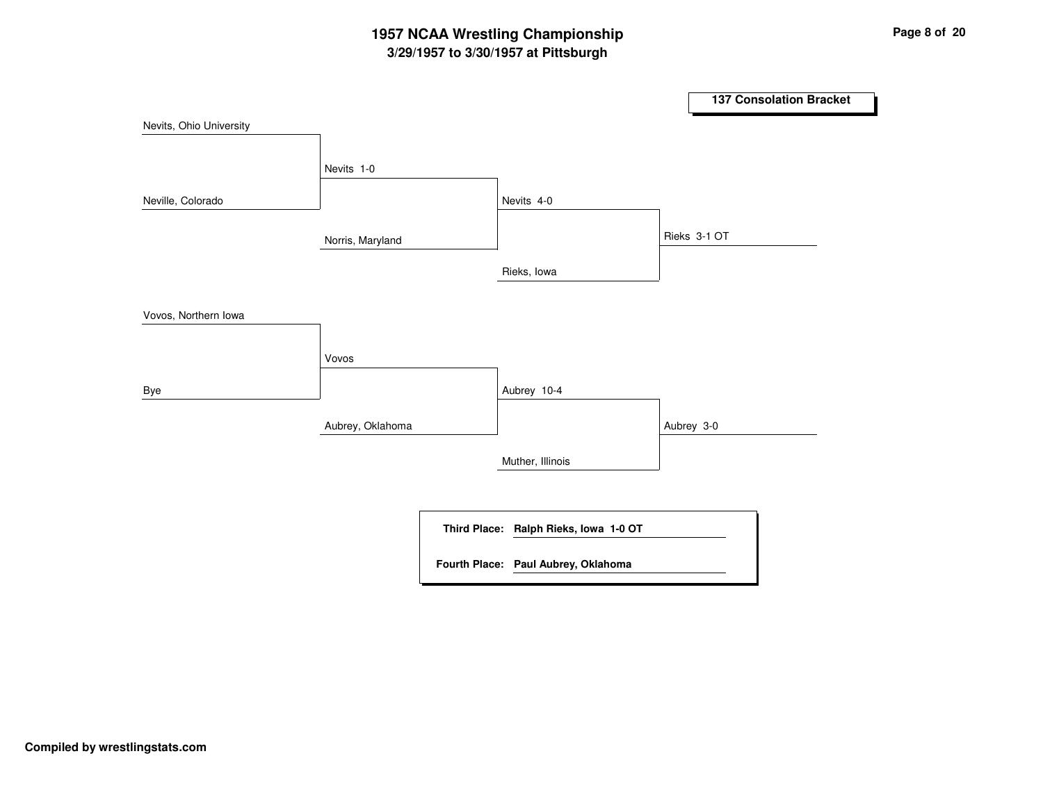# 1957 NCAA Wrestling Championship

## 3/29/1957 to 3/30/1957 at Pittsburgh

### 137 Consolation Bracket

| Round 1 | Round 2 | Round 3 | Final |
|---|---|---|---|
| Nevits, Ohio University | | | |
| | Nevits 1-0 | | |
| Neville, Colorado | | | |
| | | Nevits 4-0 | |
| | Norris, Maryland | | |
| | | | Rieks 3-1 OT |
| | | Rieks, Iowa | |
| Vovos, Northern Iowa | | | |
| | Vovos | | |
| Bye | | | |
| | | Aubrey 10-4 | |
| | Aubrey, Oklahoma | | |
| | | | Aubrey 3-0 |
| | | Muther, Illinois | |

**Third Place:** **Ralph Rieks, Iowa 1-0 OT**

**Fourth Place:** **Paul Aubrey, Oklahoma**

**Compiled by wrestlingstats.com**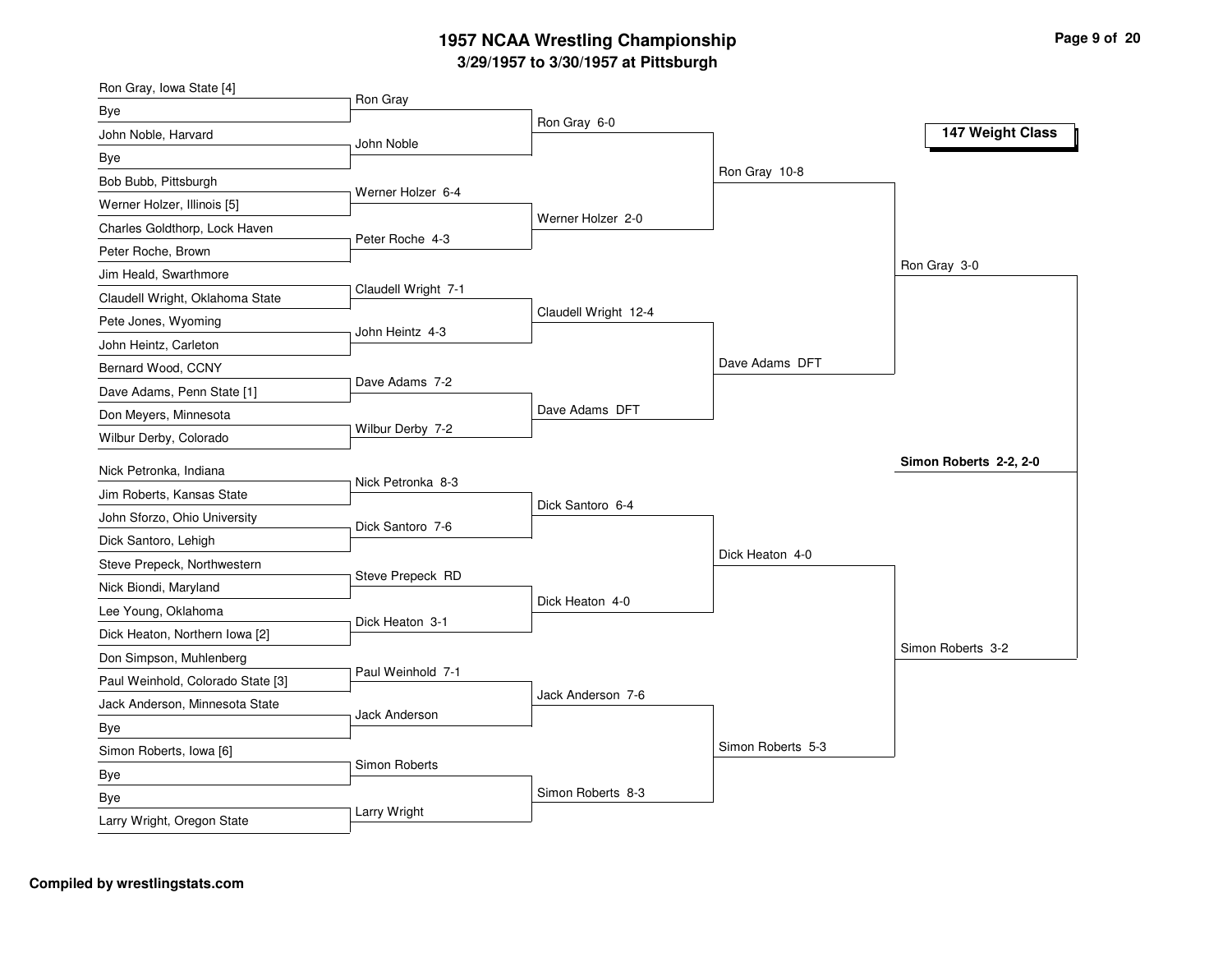# 1957 NCAA Wrestling Championship

## 3/29/1957 to 3/30/1957 at Pittsburgh

### 147 Weight Class

**First Round**

- Ron Gray, Iowa State [4] vs Bye — Ron Gray
- John Noble, Harvard vs Bye — John Noble
- Bob Bubb, Pittsburgh vs Werner Holzer, Illinois [5] — Werner Holzer 6-4
- Charles Goldthorp, Lock Haven vs Peter Roche, Brown — Peter Roche 4-3
- Jim Heald, Swarthmore vs Claudell Wright, Oklahoma State — Claudell Wright 7-1
- Pete Jones, Wyoming vs John Heintz, Carleton — John Heintz 4-3
- Bernard Wood, CCNY vs Dave Adams, Penn State [1] — Dave Adams 7-2
- Don Meyers, Minnesota vs Wilbur Derby, Colorado — Wilbur Derby 7-2
- Nick Petronka, Indiana vs Jim Roberts, Kansas State — Nick Petronka 8-3
- John Sforzo, Ohio University vs Dick Santoro, Lehigh — Dick Santoro 7-6
- Steve Prepeck, Northwestern vs Nick Biondi, Maryland — Steve Prepeck RD
- Lee Young, Oklahoma vs Dick Heaton, Northern Iowa [2] — Dick Heaton 3-1
- Don Simpson, Muhlenberg vs Paul Weinhold, Colorado State [3] — Paul Weinhold 7-1
- Jack Anderson, Minnesota State vs Bye — Jack Anderson
- Simon Roberts, Iowa [6] vs Bye — Simon Roberts
- Bye vs Larry Wright, Oregon State — Larry Wright

**Second Round**

- Ron Gray 6-0
- Werner Holzer 2-0
- Claudell Wright 12-4
- Dave Adams DFT
- Dick Santoro 6-4
- Dick Heaton 4-0
- Jack Anderson 7-6
- Simon Roberts 8-3

**Quarterfinals**

- Ron Gray 10-8
- Dave Adams DFT
- Dick Heaton 4-0
- Simon Roberts 5-3

**Semifinals**

- Ron Gray 3-0
- Simon Roberts 3-2

**Final**

- **Simon Roberts 2-2, 2-0**

**Compiled by wrestlingstats.com**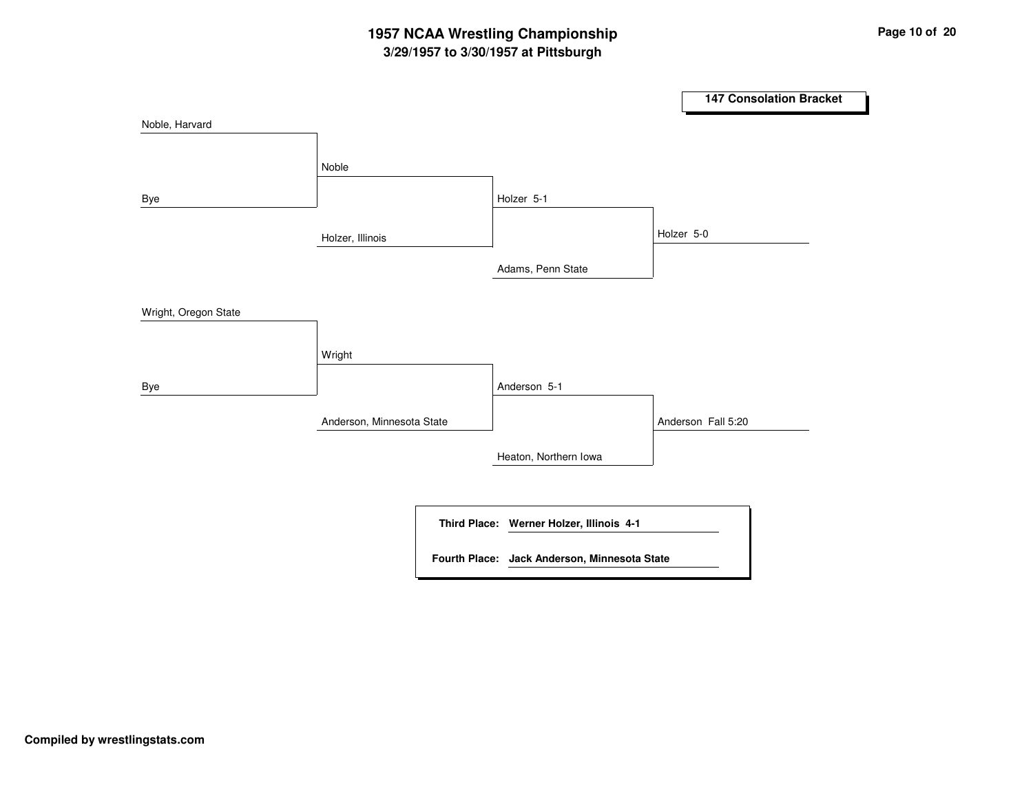# 1957 NCAA Wrestling Championship

## 3/29/1957 to 3/30/1957 at Pittsburgh

### 147 Consolation Bracket

**Round 1**

- Noble, Harvard vs. Bye — Noble
- Wright, Oregon State vs. Bye — Wright

**Round 2**

- Noble vs. Holzer, Illinois — Holzer 5-1
- Wright vs. Anderson, Minnesota State — Anderson 5-1

**Round 3**

- Holzer vs. Adams, Penn State — Holzer 5-0
- Anderson vs. Heaton, Northern Iowa — Anderson Fall 5:20

**Third Place:** Werner Holzer, Illinois 4-1

**Fourth Place:** Jack Anderson, Minnesota State

**Compiled by wrestlingstats.com**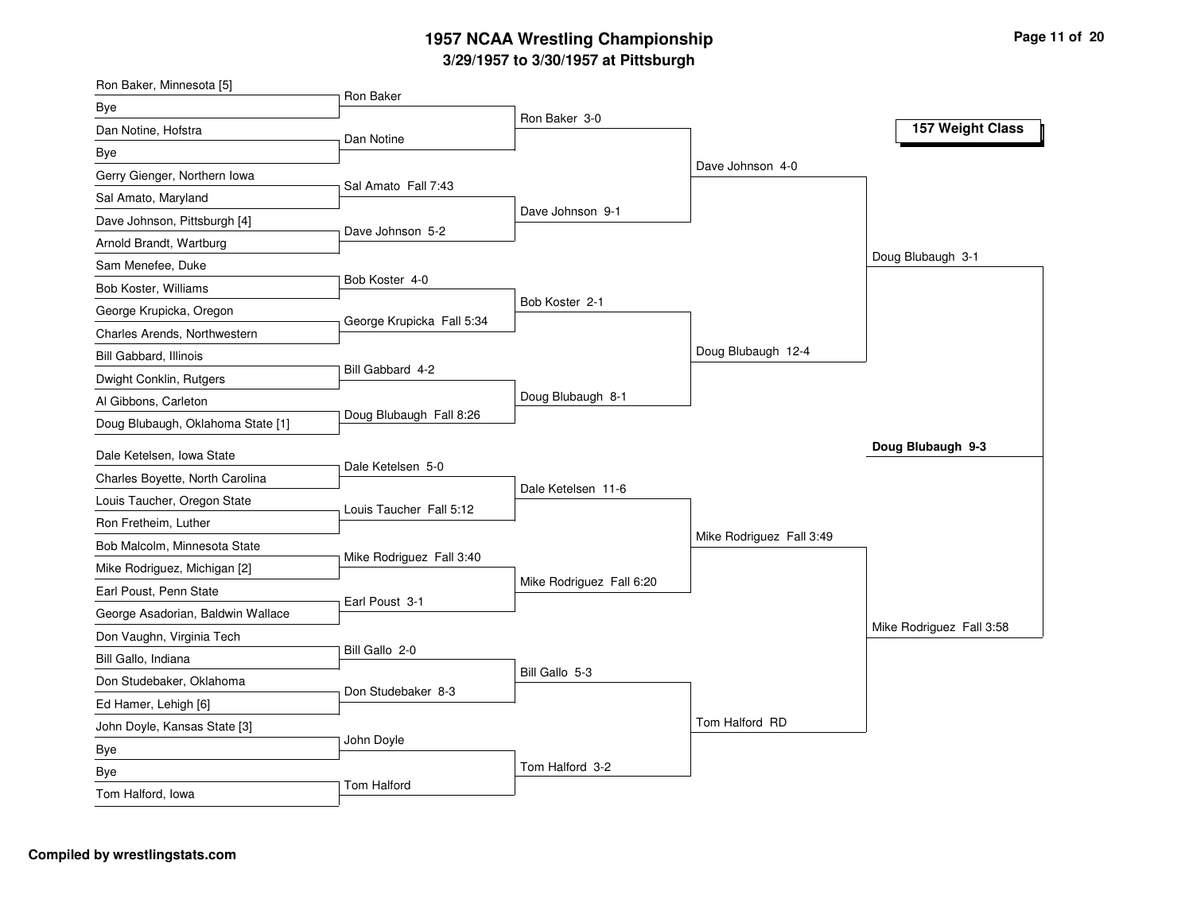# 1957 NCAA Wrestling Championship

## 3/29/1957 to 3/30/1957 at Pittsburgh

### 157 Weight Class

**First Round**

- Ron Baker, Minnesota [5] vs Bye — Ron Baker
- Dan Notine, Hofstra vs Bye — Dan Notine
- Gerry Gienger, Northern Iowa vs Sal Amato, Maryland — Sal Amato Fall 7:43
- Dave Johnson, Pittsburgh [4] vs Arnold Brandt, Wartburg — Dave Johnson 5-2
- Sam Menefee, Duke vs Bob Koster, Williams — Bob Koster 4-0
- George Krupicka, Oregon vs Charles Arends, Northwestern — George Krupicka Fall 5:34
- Bill Gabbard, Illinois vs Dwight Conklin, Rutgers — Bill Gabbard 4-2
- Al Gibbons, Carleton vs Doug Blubaugh, Oklahoma State [1] — Doug Blubaugh Fall 8:26
- Dale Ketelsen, Iowa State vs Charles Boyette, North Carolina — Dale Ketelsen 5-0
- Louis Taucher, Oregon State vs Ron Fretheim, Luther — Louis Taucher Fall 5:12
- Bob Malcolm, Minnesota State vs Mike Rodriguez, Michigan [2] — Mike Rodriguez Fall 3:40
- Earl Poust, Penn State vs George Asadorian, Baldwin Wallace — Earl Poust 3-1
- Don Vaughn, Virginia Tech vs Bill Gallo, Indiana — Bill Gallo 2-0
- Don Studebaker, Oklahoma vs Ed Hamer, Lehigh [6] — Don Studebaker 8-3
- John Doyle, Kansas State [3] vs Bye — John Doyle
- Bye vs Tom Halford, Iowa — Tom Halford

**Second Round**

- Ron Baker 3-0
- Dave Johnson 9-1
- Bob Koster 2-1
- Doug Blubaugh 8-1
- Dale Ketelsen 11-6
- Mike Rodriguez Fall 6:20
- Bill Gallo 5-3
- Tom Halford 3-2

**Quarterfinals**

- Dave Johnson 4-0
- Doug Blubaugh 12-4
- Mike Rodriguez Fall 3:49
- Tom Halford RD

**Semifinals**

- Doug Blubaugh 3-1
- Mike Rodriguez Fall 3:58

**Final**

- **Doug Blubaugh 9-3**

**Compiled by wrestlingstats.com**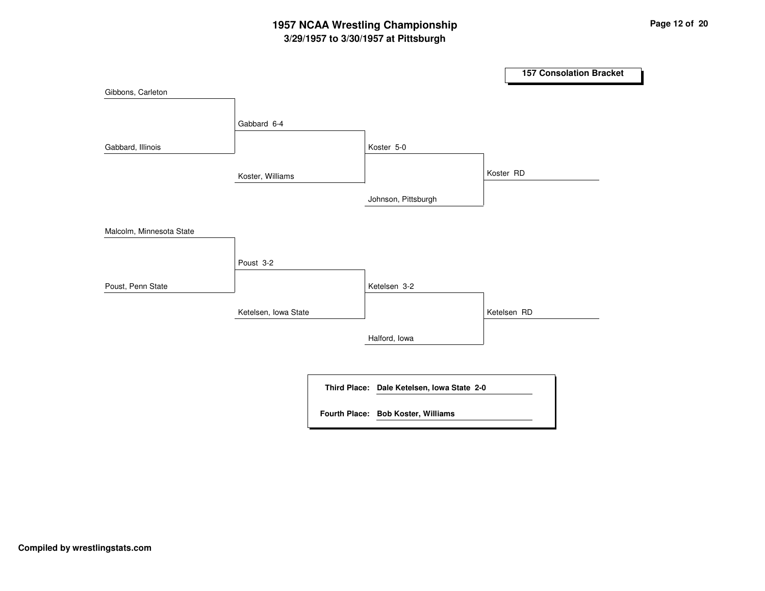# 1957 NCAA Wrestling Championship

## 3/29/1957 to 3/30/1957 at Pittsburgh

### 157 Consolation Bracket

**Upper bracket**

- Gibbons, Carleton vs. Gabbard, Illinois → Gabbard 6-4
- Gabbard vs. Koster, Williams → Koster 5-0
- Koster vs. Johnson, Pittsburgh → Koster RD

**Lower bracket**

- Malcolm, Minnesota State vs. Poust, Penn State → Poust 3-2
- Poust vs. Ketelsen, Iowa State → Ketelsen 3-2
- Ketelsen vs. Halford, Iowa → Ketelsen RD

**Third Place:** Dale Ketelsen, Iowa State 2-0

**Fourth Place:** Bob Koster, Williams

**Compiled by wrestlingstats.com**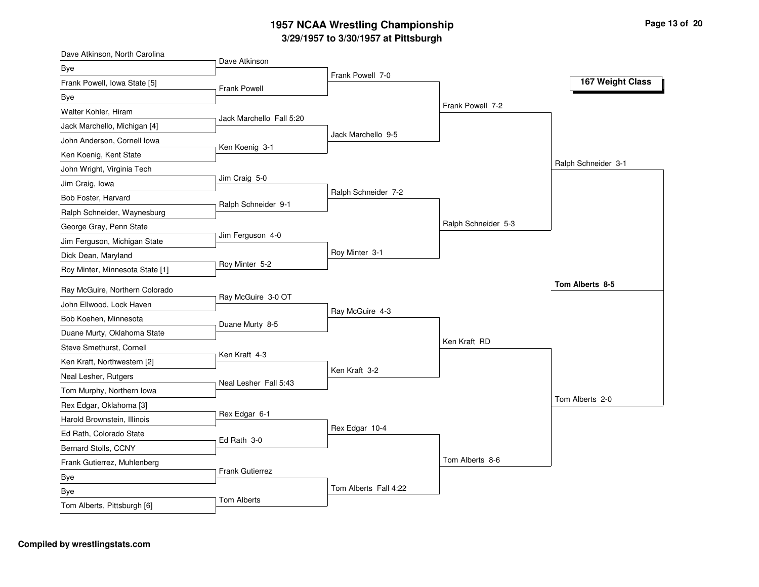# 1957 NCAA Wrestling Championship

## 3/29/1957 to 3/30/1957 at Pittsburgh

### 167 Weight Class

**First Round**

- Dave Atkinson, North Carolina vs. Bye — Dave Atkinson
- Frank Powell, Iowa State [5] vs. Bye — Frank Powell
- Walter Kohler, Hiram vs. Jack Marchello, Michigan [4] — Jack Marchello Fall 5:20
- John Anderson, Cornell Iowa vs. Ken Koenig, Kent State — Ken Koenig 3-1
- John Wright, Virginia Tech vs. Jim Craig, Iowa — Jim Craig 5-0
- Bob Foster, Harvard vs. Ralph Schneider, Waynesburg — Ralph Schneider 9-1
- George Gray, Penn State vs. Jim Ferguson, Michigan State — Jim Ferguson 4-0
- Dick Dean, Maryland vs. Roy Minter, Minnesota State [1] — Roy Minter 5-2
- Ray McGuire, Northern Colorado vs. John Ellwood, Lock Haven — Ray McGuire 3-0 OT
- Bob Koehen, Minnesota vs. Duane Murty, Oklahoma State — Duane Murty 8-5
- Steve Smethurst, Cornell vs. Ken Kraft, Northwestern [2] — Ken Kraft 4-3
- Neal Lesher, Rutgers vs. Tom Murphy, Northern Iowa — Neal Lesher Fall 5:43
- Rex Edgar, Oklahoma [3] vs. Harold Brownstein, Illinois — Rex Edgar 6-1
- Ed Rath, Colorado State vs. Bernard Stolls, CCNY — Ed Rath 3-0
- Frank Gutierrez, Muhlenberg vs. Bye — Frank Gutierrez
- Bye vs. Tom Alberts, Pittsburgh [6] — Tom Alberts

**Second Round**

- Frank Powell 7-0
- Jack Marchello 9-5
- Ralph Schneider 7-2
- Roy Minter 3-1
- Ray McGuire 4-3
- Ken Kraft 3-2
- Rex Edgar 10-4
- Tom Alberts Fall 4:22

**Quarterfinals**

- Frank Powell 7-2
- Ralph Schneider 5-3
- Ken Kraft RD
- Tom Alberts 8-6

**Semifinals**

- Ralph Schneider 3-1
- Tom Alberts 2-0

**Final**

- **Tom Alberts 8-5**

**Compiled by wrestlingstats.com**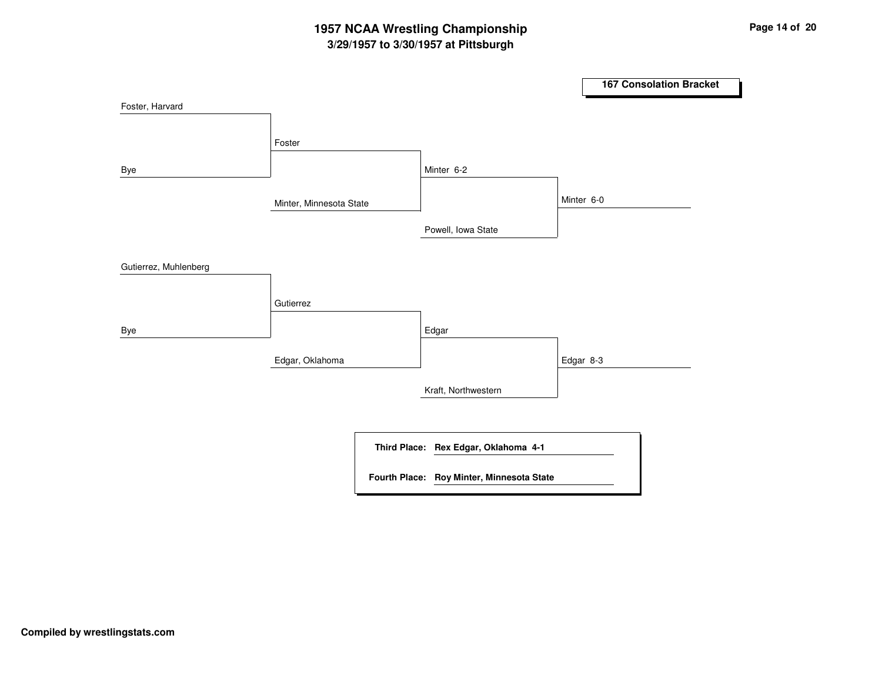# 1957 NCAA Wrestling Championship

## 3/29/1957 to 3/30/1957 at Pittsburgh

### 167 Consolation Bracket

| Round 1 | Round 2 | Round 3 | Final |
|---|---|---|---|
| Foster, Harvard | Foster | Minter 6-2 | Minter 6-0 |
| Bye | Minter, Minnesota State | Powell, Iowa State | |
| Gutierrez, Muhlenberg | Gutierrez | Edgar | Edgar 8-3 |
| Bye | Edgar, Oklahoma | Kraft, Northwestern | |

**Third Place:** **Rex Edgar, Oklahoma 4-1**

**Fourth Place:** **Roy Minter, Minnesota State**

**Compiled by wrestlingstats.com**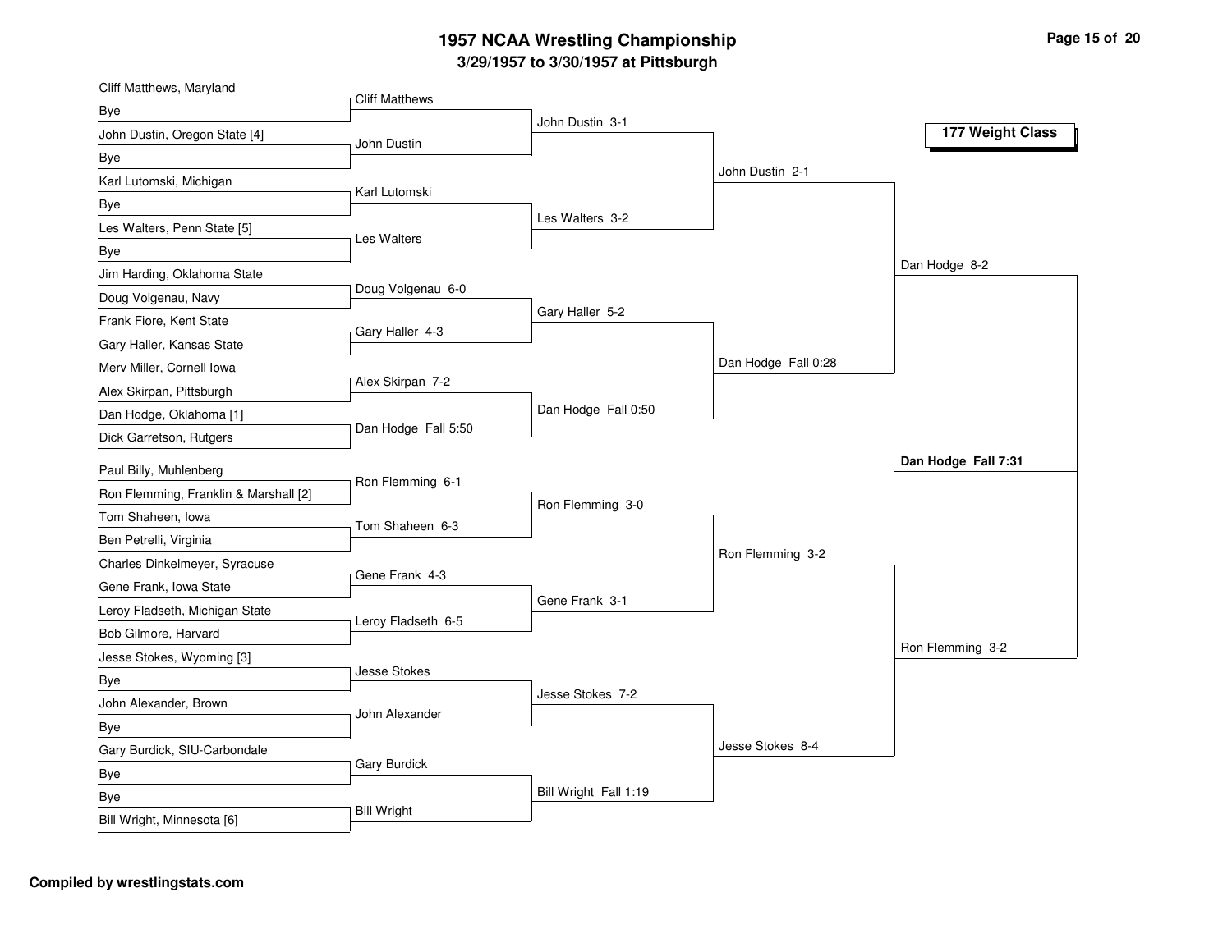# 1957 NCAA Wrestling Championship

## 3/29/1957 to 3/30/1957 at Pittsburgh

### 177 Weight Class

**First Round**

- Cliff Matthews, Maryland vs. Bye — Cliff Matthews
- John Dustin, Oregon State [4] vs. Bye — John Dustin
- Karl Lutomski, Michigan vs. Bye — Karl Lutomski
- Les Walters, Penn State [5] vs. Bye — Les Walters
- Jim Harding, Oklahoma State vs. Doug Volgenau, Navy — Doug Volgenau 6-0
- Frank Fiore, Kent State vs. Gary Haller, Kansas State — Gary Haller 4-3
- Merv Miller, Cornell Iowa vs. Alex Skirpan, Pittsburgh — Alex Skirpan 7-2
- Dan Hodge, Oklahoma [1] vs. Dick Garretson, Rutgers — Dan Hodge Fall 5:50
- Paul Billy, Muhlenberg vs. Ron Flemming, Franklin & Marshall [2] — Ron Flemming 6-1
- Tom Shaheen, Iowa vs. Ben Petrelli, Virginia — Tom Shaheen 6-3
- Charles Dinkelmeyer, Syracuse vs. Gene Frank, Iowa State — Gene Frank 4-3
- Leroy Fladseth, Michigan State vs. Bob Gilmore, Harvard — Leroy Fladseth 6-5
- Jesse Stokes, Wyoming [3] vs. Bye — Jesse Stokes
- John Alexander, Brown vs. Bye — John Alexander
- Gary Burdick, SIU-Carbondale vs. Bye — Gary Burdick
- Bye vs. Bill Wright, Minnesota [6] — Bill Wright

**Second Round**

- John Dustin 3-1
- Les Walters 3-2
- Gary Haller 5-2
- Dan Hodge Fall 0:50
- Ron Flemming 3-0
- Gene Frank 3-1
- Jesse Stokes 7-2
- Bill Wright Fall 1:19

**Quarterfinals**

- John Dustin 2-1
- Dan Hodge Fall 0:28
- Ron Flemming 3-2
- Jesse Stokes 8-4

**Semifinals**

- Dan Hodge 8-2
- Ron Flemming 3-2

**Champion**

- **Dan Hodge Fall 7:31**

**Compiled by wrestlingstats.com**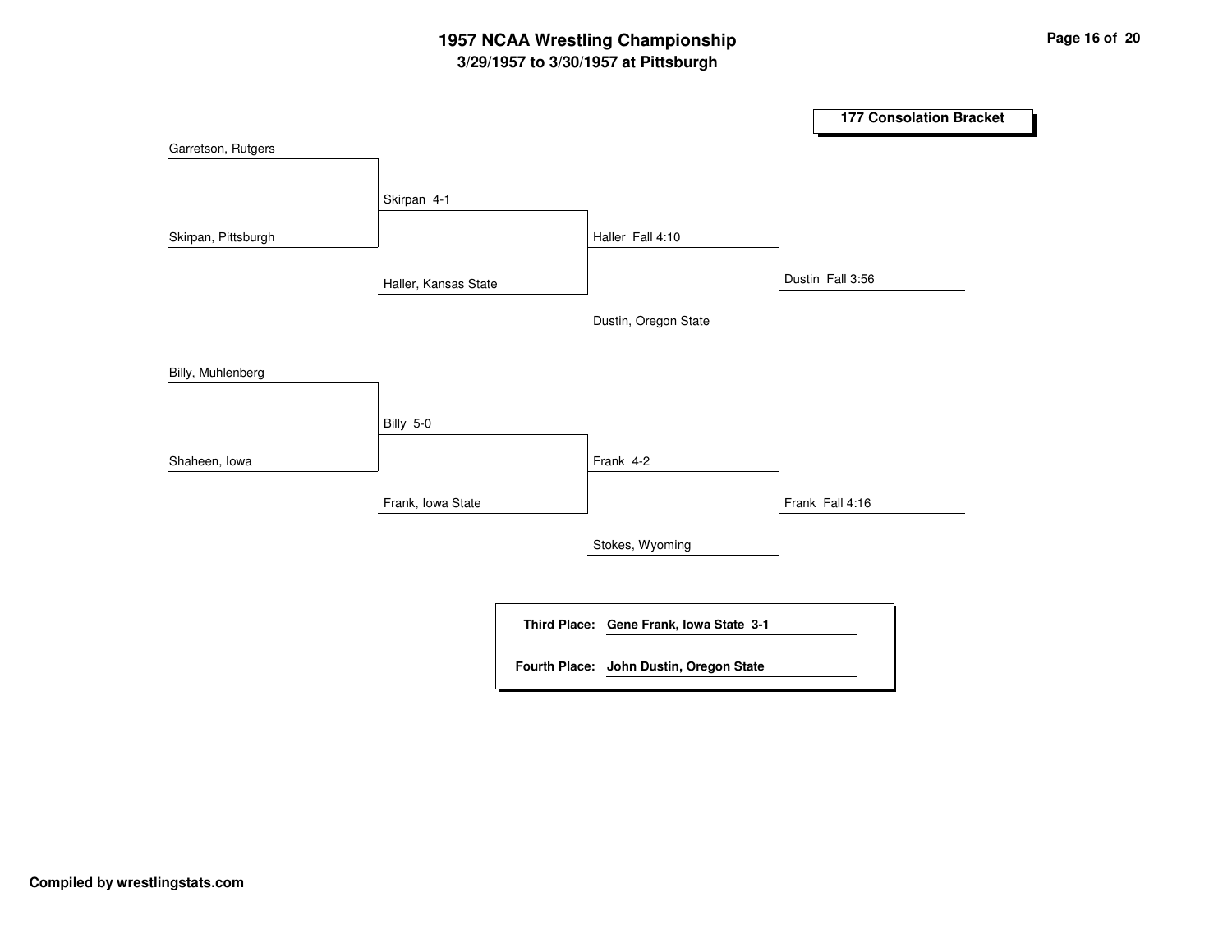# 1957 NCAA Wrestling Championship

## 3/29/1957 to 3/30/1957 at Pittsburgh

### 177 Consolation Bracket

**Round 1:**
- Garretson, Rutgers vs. Skirpan, Pittsburgh — Skirpan 4-1
- Billy, Muhlenberg vs. Shaheen, Iowa — Billy 5-0

**Round 2:**
- Skirpan vs. Haller, Kansas State — Haller Fall 4:10
- Billy vs. Frank, Iowa State — Frank 4-2

**Round 3:**
- Haller vs. Dustin, Oregon State — Dustin Fall 3:56
- Frank vs. Stokes, Wyoming — Frank Fall 4:16

**Third Place:** Gene Frank, Iowa State 3-1

**Fourth Place:** John Dustin, Oregon State

**Compiled by wrestlingstats.com**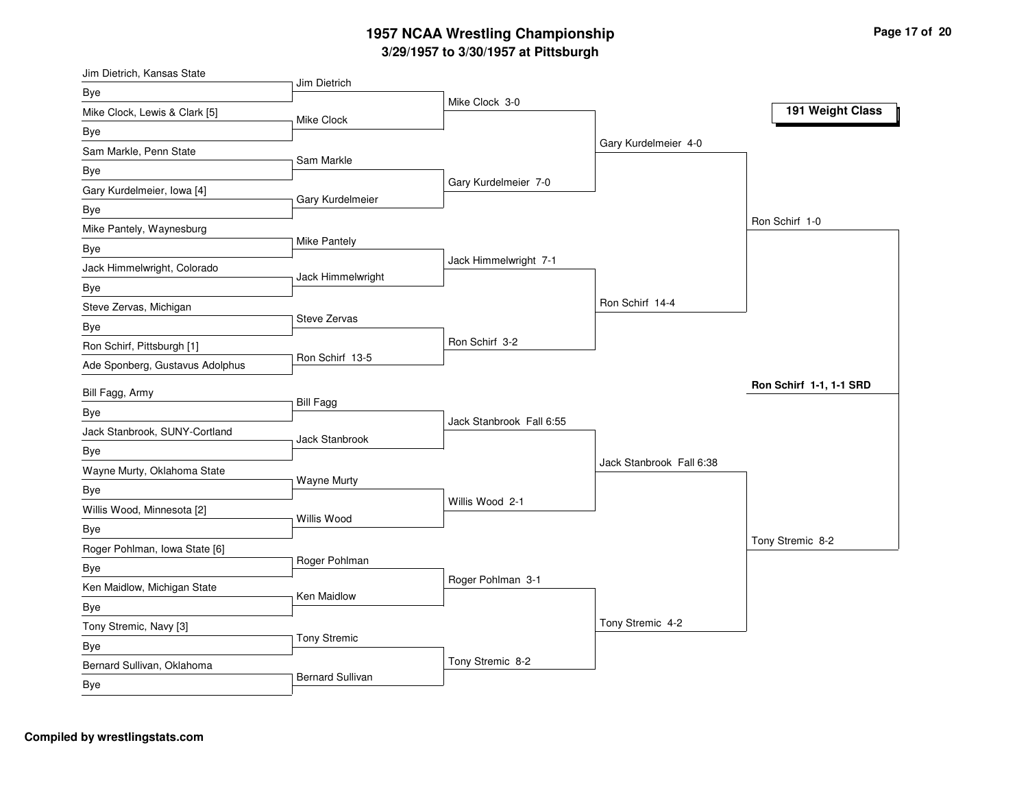# 1957 NCAA Wrestling Championship

## 3/29/1957 to 3/30/1957 at Pittsburgh

### 191 Weight Class

**First Round**

- Jim Dietrich, Kansas State vs. Bye — Jim Dietrich
- Mike Clock, Lewis & Clark [5] vs. Bye — Mike Clock
- Sam Markle, Penn State vs. Bye — Sam Markle
- Gary Kurdelmeier, Iowa [4] vs. Bye — Gary Kurdelmeier
- Mike Pantely, Waynesburg vs. Bye — Mike Pantely
- Jack Himmelwright, Colorado vs. Bye — Jack Himmelwright
- Steve Zervas, Michigan vs. Bye — Steve Zervas
- Ron Schirf, Pittsburgh [1] vs. Ade Sponberg, Gustavus Adolphus — Ron Schirf 13-5
- Bill Fagg, Army vs. Bye — Bill Fagg
- Jack Stanbrook, SUNY-Cortland vs. Bye — Jack Stanbrook
- Wayne Murty, Oklahoma State vs. Bye — Wayne Murty
- Willis Wood, Minnesota [2] vs. Bye — Willis Wood
- Roger Pohlman, Iowa State [6] vs. Bye — Roger Pohlman
- Ken Maidlow, Michigan State vs. Bye — Ken Maidlow
- Tony Stremic, Navy [3] vs. Bye — Tony Stremic
- Bernard Sullivan, Oklahoma vs. Bye — Bernard Sullivan

**Second Round**

- Mike Clock 3-0
- Gary Kurdelmeier 7-0
- Jack Himmelwright 7-1
- Ron Schirf 3-2
- Jack Stanbrook Fall 6:55
- Willis Wood 2-1
- Roger Pohlman 3-1
- Tony Stremic 8-2

**Quarterfinals**

- Gary Kurdelmeier 4-0
- Ron Schirf 14-4
- Jack Stanbrook Fall 6:38
- Tony Stremic 4-2

**Semifinals**

- Ron Schirf 1-0
- Tony Stremic 8-2

**Final**

**Ron Schirf 1-1, 1-1 SRD**

**Compiled by wrestlingstats.com**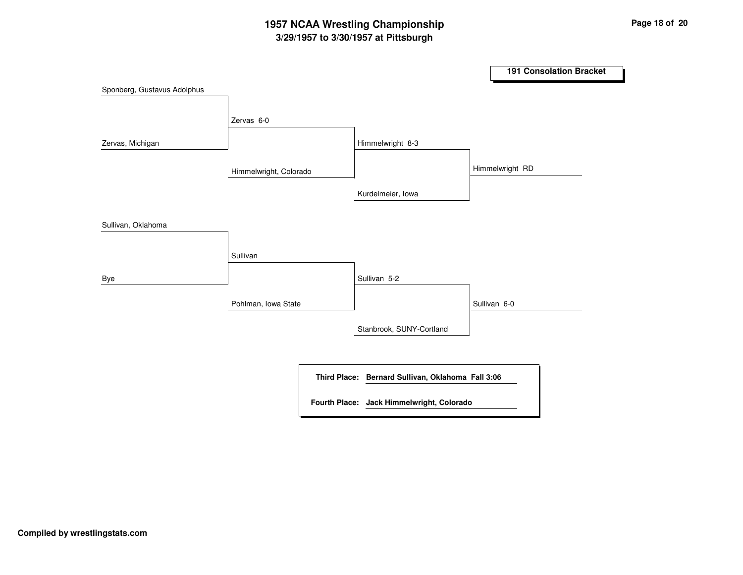# 1957 NCAA Wrestling Championship

## 3/29/1957 to 3/30/1957 at Pittsburgh

### 191 Consolation Bracket

| Round 1 | Round 2 | Round 3 | Final |
|---|---|---|---|
| Sponberg, Gustavus Adolphus | | | |
| Zervas, Michigan | Zervas 6-0 | | |
| | Himmelwright, Colorado | Himmelwright 8-3 | |
| | | Kurdelmeier, Iowa | Himmelwright RD |
| Sullivan, Oklahoma | | | |
| Bye | Sullivan | | |
| | Pohlman, Iowa State | Sullivan 5-2 | |
| | | Stanbrook, SUNY-Cortland | Sullivan 6-0 |

**Third Place:** **Bernard Sullivan, Oklahoma Fall 3:06**

**Fourth Place:** **Jack Himmelwright, Colorado**

**Compiled by wrestlingstats.com**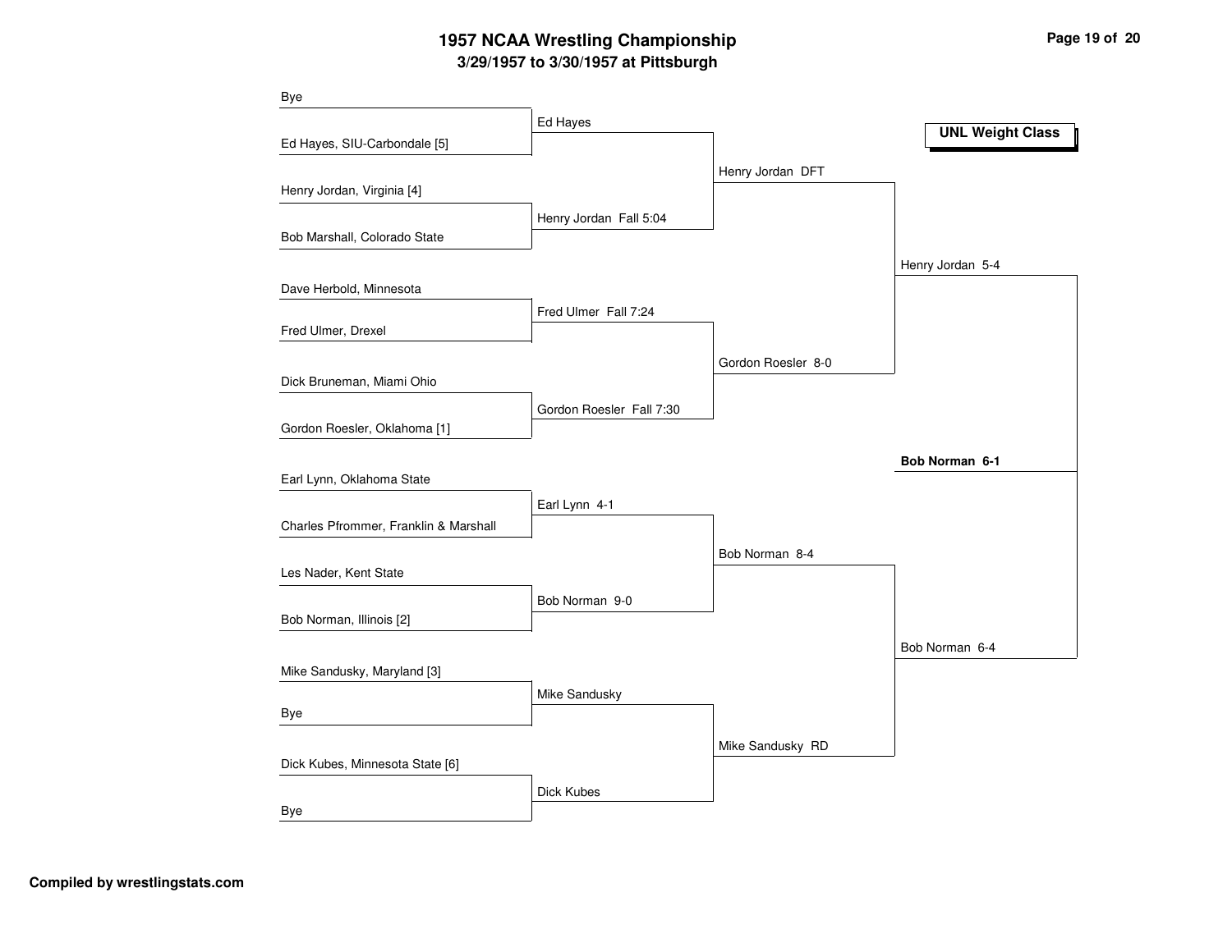# 1957 NCAA Wrestling Championship

## 3/29/1957 to 3/30/1957 at Pittsburgh

**UNL Weight Class**

### First Round

| Wrestler 1 | Wrestler 2 | Result |
|---|---|---|
| Bye | Ed Hayes, SIU-Carbondale [5] | Ed Hayes |
| Henry Jordan, Virginia [4] | Bob Marshall, Colorado State | Henry Jordan Fall 5:04 |
| Dave Herbold, Minnesota | Fred Ulmer, Drexel | Fred Ulmer Fall 7:24 |
| Dick Bruneman, Miami Ohio | Gordon Roesler, Oklahoma [1] | Gordon Roesler Fall 7:30 |
| Earl Lynn, Oklahoma State | Charles Pfrommer, Franklin & Marshall | Earl Lynn 4-1 |
| Les Nader, Kent State | Bob Norman, Illinois [2] | Bob Norman 9-0 |
| Mike Sandusky, Maryland [3] | Bye | Mike Sandusky |
| Dick Kubes, Minnesota State [6] | Bye | Dick Kubes |

### Quarterfinals

- Henry Jordan DFT
- Gordon Roesler 8-0
- Bob Norman 8-4
- Mike Sandusky RD

### Semifinals

- Henry Jordan 5-4
- Bob Norman 6-4

### Final

**Bob Norman 6-1**

Compiled by wrestlingstats.com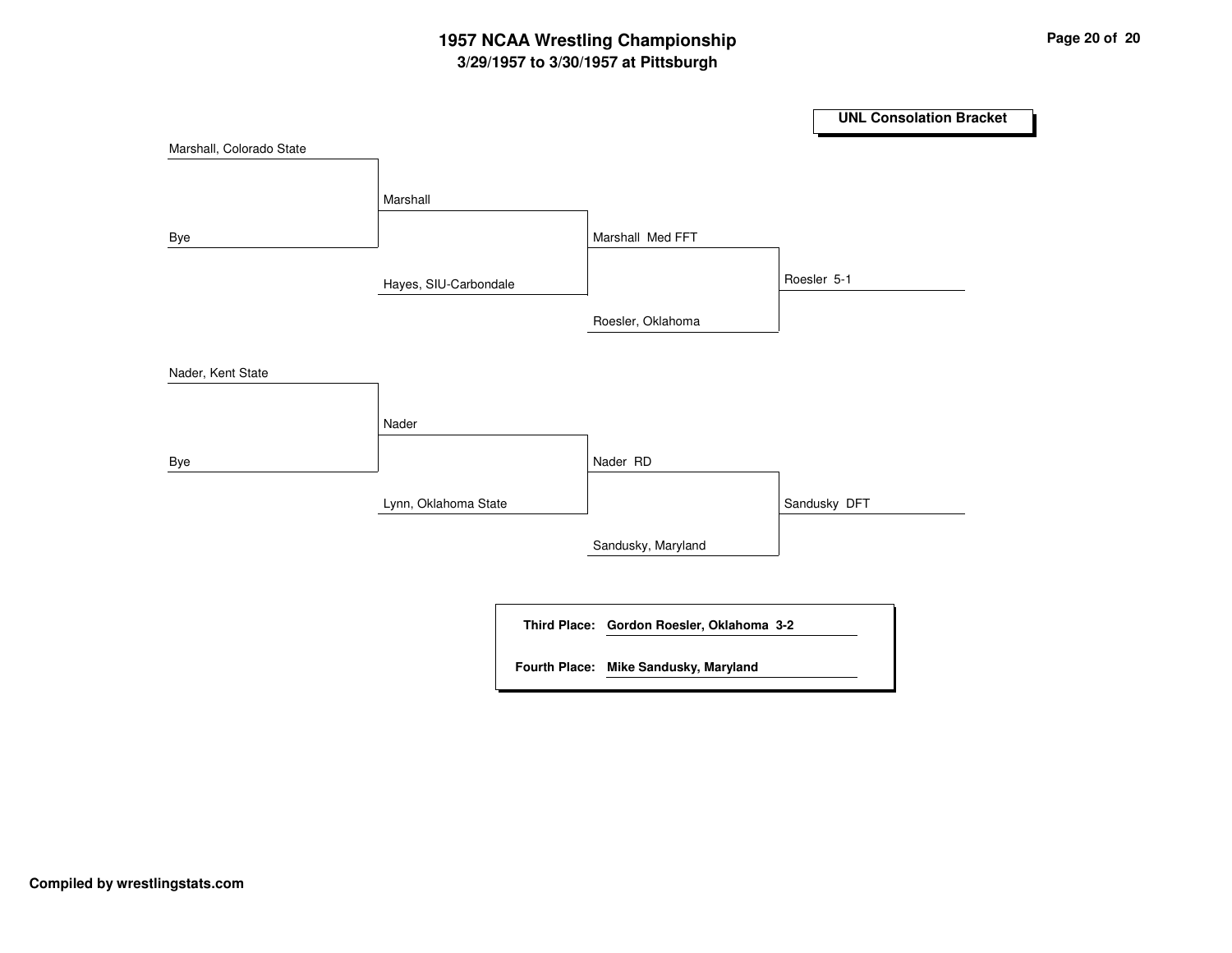# 1957 NCAA Wrestling Championship

## 3/29/1957 to 3/30/1957 at Pittsburgh

**UNL Consolation Bracket**

Marshall, Colorado State

Bye

Marshall

Hayes, SIU-Carbondale

Marshall Med FFT

Roesler, Oklahoma

Roesler 5-1

Nader, Kent State

Bye

Nader

Lynn, Oklahoma State

Nader RD

Sandusky, Maryland

Sandusky DFT

**Third Place:** **Gordon Roesler, Oklahoma 3-2**

**Fourth Place:** **Mike Sandusky, Maryland**

**Compiled by wrestlingstats.com**